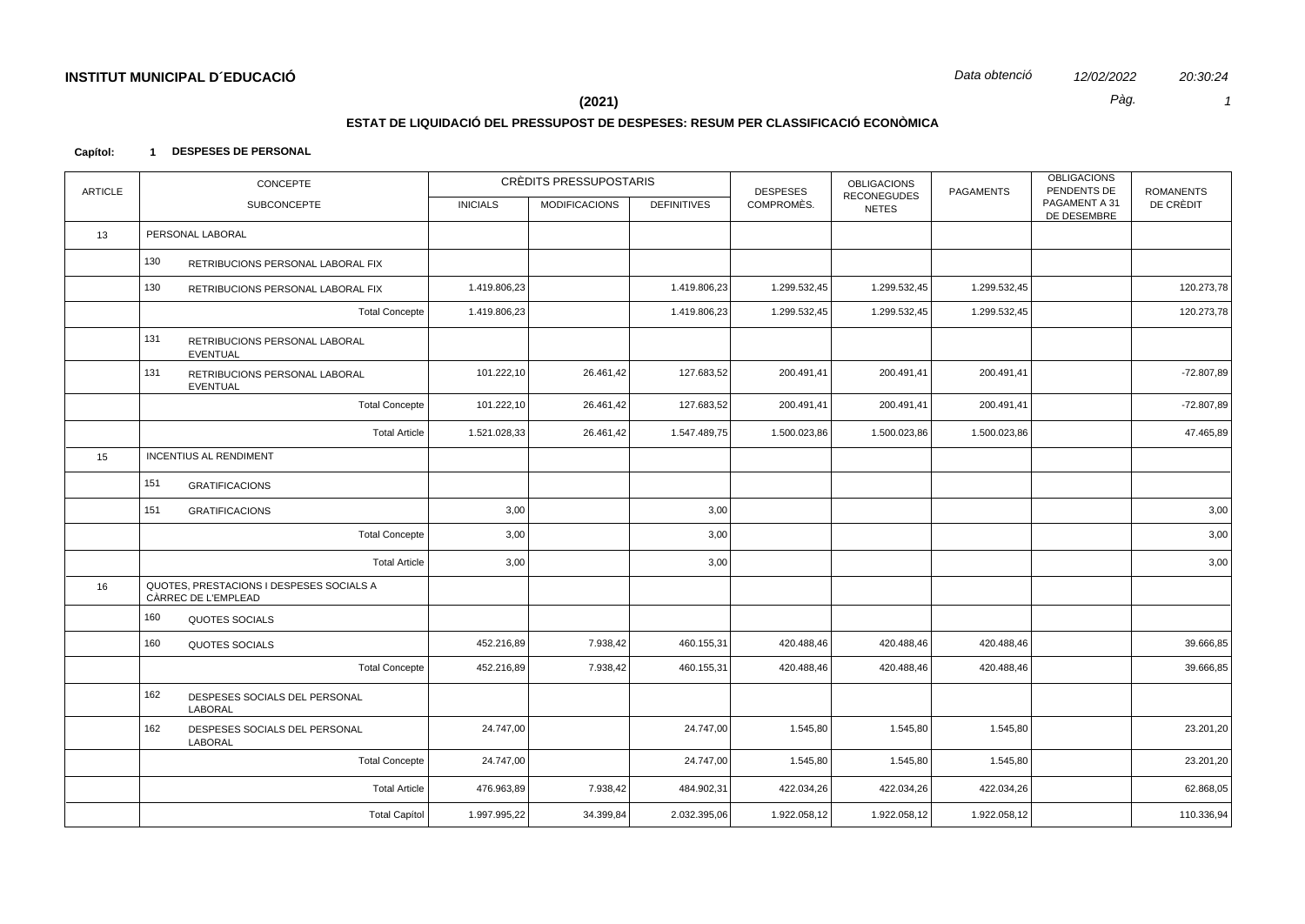**INSTITUT MUNICIPAL D´EDUCACIÓ**

*Data obtenció* *12/02/2022* *20:30:24*

**(2021)**

## ESTAT DE LIQUIDACIÓ DEL PRESSUPOST DE DESPESES: RESUM PER CLASSIFICACIÓ ECONÒMICA

**Capítol: 1 DESPESES DE PERSONAL**

| ARTICLE | CONCEPTE / SUBCONCEPTE | | CRÈDITS PRESSUPOSTARIS | | | DESPESES COMPROMÈS. | OBLIGACIONS RECONEGUDES NETES | PAGAMENTS | OBLIGACIONS PENDENTS DE PAGAMENT A 31 DE DESEMBRE | ROMANENTS DE CRÈDIT |
|---|---|---|---|---|---|---|---|---|---|---|
| | | | INICIALS | MODIFICACIONS | DEFINITIVES | | | | | |
| 13 | PERSONAL LABORAL | | | | | | | | | |
| | 130 | RETRIBUCIONS PERSONAL LABORAL FIX | | | | | | | | |
| | 130 | RETRIBUCIONS PERSONAL LABORAL FIX | 1.419.806,23 | | 1.419.806,23 | 1.299.532,45 | 1.299.532,45 | 1.299.532,45 | | 120.273,78 |
| | | Total Concepte | 1.419.806,23 | | 1.419.806,23 | 1.299.532,45 | 1.299.532,45 | 1.299.532,45 | | 120.273,78 |
| | 131 | RETRIBUCIONS PERSONAL LABORAL EVENTUAL | | | | | | | | |
| | 131 | RETRIBUCIONS PERSONAL LABORAL EVENTUAL | 101.222,10 | 26.461,42 | 127.683,52 | 200.491,41 | 200.491,41 | 200.491,41 | | -72.807,89 |
| | | Total Concepte | 101.222,10 | 26.461,42 | 127.683,52 | 200.491,41 | 200.491,41 | 200.491,41 | | -72.807,89 |
| | | Total Article | 1.521.028,33 | 26.461,42 | 1.547.489,75 | 1.500.023,86 | 1.500.023,86 | 1.500.023,86 | | 47.465,89 |
| 15 | INCENTIUS AL RENDIMENT | | | | | | | | | |
| | 151 | GRATIFICACIONS | | | | | | | | |
| | 151 | GRATIFICACIONS | 3,00 | | 3,00 | | | | | 3,00 |
| | | Total Concepte | 3,00 | | 3,00 | | | | | 3,00 |
| | | Total Article | 3,00 | | 3,00 | | | | | 3,00 |
| 16 | QUOTES, PRESTACIONS I DESPESES SOCIALS A CÀRREC DE L'EMPLEAD | | | | | | | | | |
| | 160 | QUOTES SOCIALS | | | | | | | | |
| | 160 | QUOTES SOCIALS | 452.216,89 | 7.938,42 | 460.155,31 | 420.488,46 | 420.488,46 | 420.488,46 | | 39.666,85 |
| | | Total Concepte | 452.216,89 | 7.938,42 | 460.155,31 | 420.488,46 | 420.488,46 | 420.488,46 | | 39.666,85 |
| | 162 | DESPESES SOCIALS DEL PERSONAL LABORAL | | | | | | | | |
| | 162 | DESPESES SOCIALS DEL PERSONAL LABORAL | 24.747,00 | | 24.747,00 | 1.545,80 | 1.545,80 | 1.545,80 | | 23.201,20 |
| | | Total Concepte | 24.747,00 | | 24.747,00 | 1.545,80 | 1.545,80 | 1.545,80 | | 23.201,20 |
| | | Total Article | 476.963,89 | 7.938,42 | 484.902,31 | 422.034,26 | 422.034,26 | 422.034,26 | | 62.868,05 |
| | | Total Capítol | 1.997.995,22 | 34.399,84 | 2.032.395,06 | 1.922.058,12 | 1.922.058,12 | 1.922.058,12 | | 110.336,94 |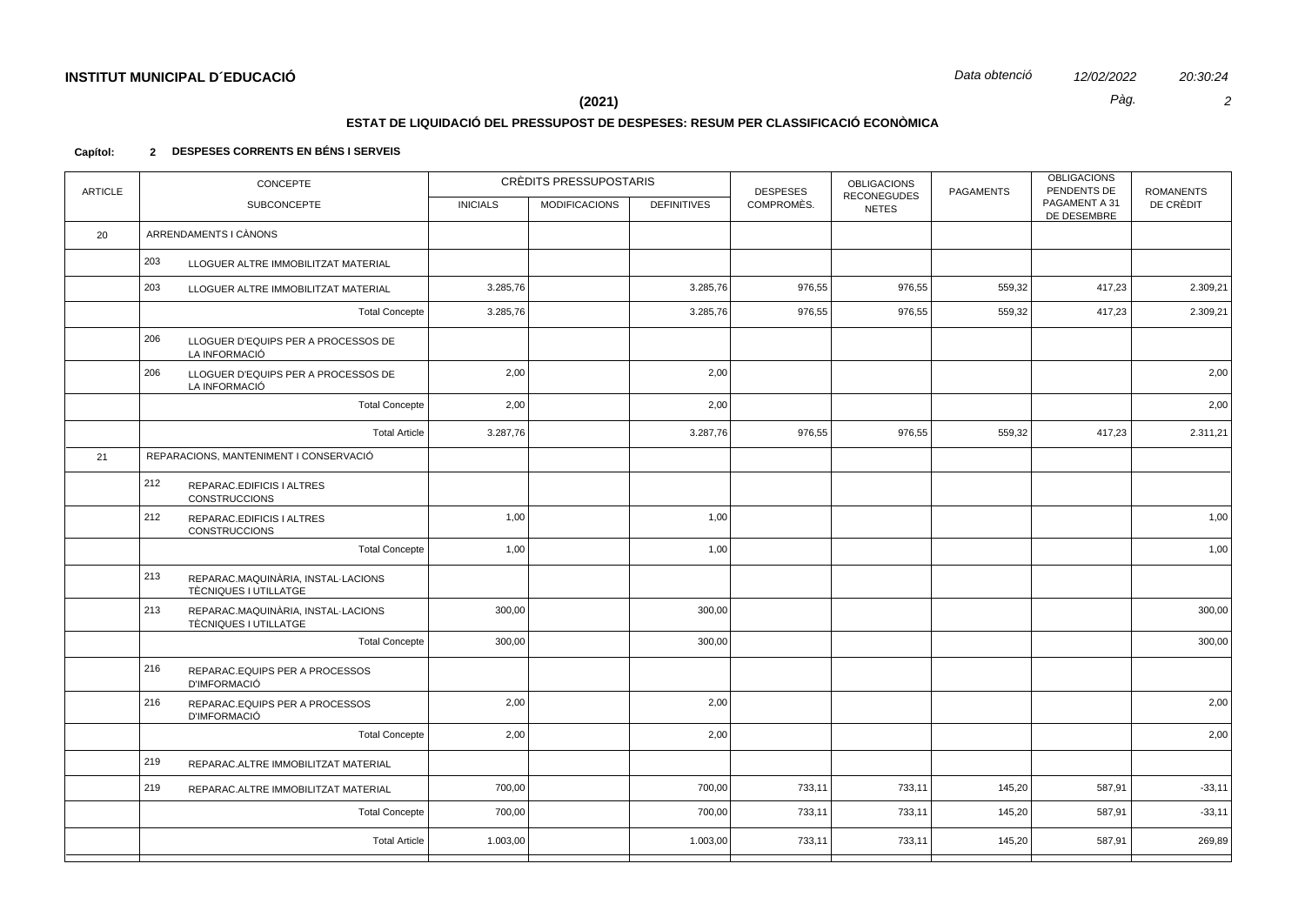**INSTITUT MUNICIPAL D´EDUCACIÓ**

*Data obtenció* *12/02/2022* *20:30:24*

**(2021)**

## ESTAT DE LIQUIDACIÓ DEL PRESSUPOST DE DESPESES: RESUM PER CLASSIFICACIÓ ECONÒMICA

**Capítol: 2 DESPESES CORRENTS EN BÉNS I SERVEIS**

| ARTICLE | CONCEPTE / SUBCONCEPTE | CRÈDITS PRESSUPOSTARIS INICIALS | MODIFICACIONS | DEFINITIVES | DESPESES COMPROMÈS. | OBLIGACIONS RECONEGUDES NETES | PAGAMENTS | OBLIGACIONS PENDENTS DE PAGAMENT A 31 DE DESEMBRE | ROMANENTS DE CRÈDIT |
|---|---|---|---|---|---|---|---|---|---|
| 20 | ARRENDAMENTS I CÀNONS | | | | | | | | |
| | 203 LLOGUER ALTRE IMMOBILITZAT MATERIAL | | | | | | | | |
| | 203 LLOGUER ALTRE IMMOBILITZAT MATERIAL | 3.285,76 | | 3.285,76 | 976,55 | 976,55 | 559,32 | 417,23 | 2.309,21 |
| | Total Concepte | 3.285,76 | | 3.285,76 | 976,55 | 976,55 | 559,32 | 417,23 | 2.309,21 |
| | 206 LLOGUER D'EQUIPS PER A PROCESSOS DE LA INFORMACIÓ | | | | | | | | |
| | 206 LLOGUER D'EQUIPS PER A PROCESSOS DE LA INFORMACIÓ | 2,00 | | 2,00 | | | | | 2,00 |
| | Total Concepte | 2,00 | | 2,00 | | | | | 2,00 |
| | Total Article | 3.287,76 | | 3.287,76 | 976,55 | 976,55 | 559,32 | 417,23 | 2.311,21 |
| 21 | REPARACIONS, MANTENIMENT I CONSERVACIÓ | | | | | | | | |
| | 212 REPARAC.EDIFICIS I ALTRES CONSTRUCCIONS | | | | | | | | |
| | 212 REPARAC.EDIFICIS I ALTRES CONSTRUCCIONS | 1,00 | | 1,00 | | | | | 1,00 |
| | Total Concepte | 1,00 | | 1,00 | | | | | 1,00 |
| | 213 REPARAC.MAQUINÀRIA, INSTAL·LACIONS TÈCNIQUES I UTILLATGE | | | | | | | | |
| | 213 REPARAC.MAQUINÀRIA, INSTAL·LACIONS TÈCNIQUES I UTILLATGE | 300,00 | | 300,00 | | | | | 300,00 |
| | Total Concepte | 300,00 | | 300,00 | | | | | 300,00 |
| | 216 REPARAC.EQUIPS PER A PROCESSOS D'IMFORMACIÓ | | | | | | | | |
| | 216 REPARAC.EQUIPS PER A PROCESSOS D'IMFORMACIÓ | 2,00 | | 2,00 | | | | | 2,00 |
| | Total Concepte | 2,00 | | 2,00 | | | | | 2,00 |
| | 219 REPARAC.ALTRE IMMOBILITZAT MATERIAL | | | | | | | | |
| | 219 REPARAC.ALTRE IMMOBILITZAT MATERIAL | 700,00 | | 700,00 | 733,11 | 733,11 | 145,20 | 587,91 | -33,11 |
| | Total Concepte | 700,00 | | 700,00 | 733,11 | 733,11 | 145,20 | 587,91 | -33,11 |
| | Total Article | 1.003,00 | | 1.003,00 | 733,11 | 733,11 | 145,20 | 587,91 | 269,89 |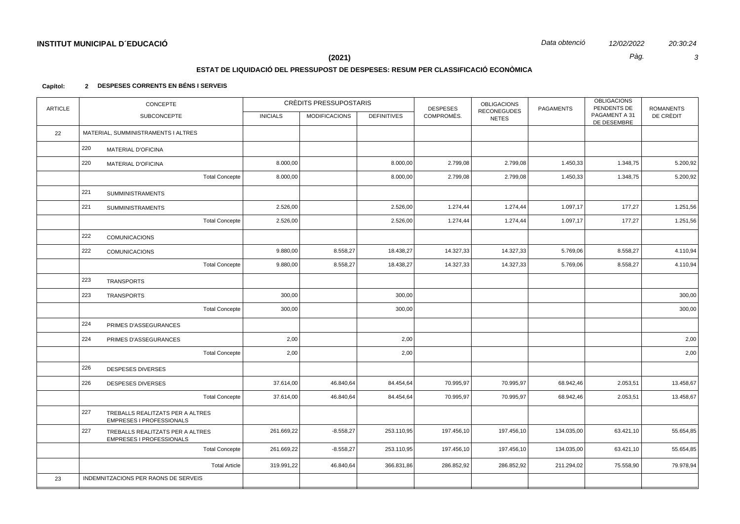## INSTITUT MUNICIPAL D´EDUCACIÓ

*Data obtenció* *12/02/2022* *20:30:24*

**(2021)**

### ESTAT DE LIQUIDACIÓ DEL PRESSUPOST DE DESPESES: RESUM PER CLASSIFICACIÓ ECONÒMICA

**Capítol: 2 DESPESES CORRENTS EN BÉNS I SERVEIS**

| ARTICLE | CONCEPTE | | CRÈDITS PRESSUPOSTARIS | | | DESPESES COMPROMÈS. | OBLIGACIONS RECONEGUDES NETES | PAGAMENTS | OBLIGACIONS PENDENTS DE PAGAMENT A 31 DE DESEMBRE | ROMANENTS DE CRÈDIT |
|---|---|---|---|---|---|---|---|---|---|---|
| | SUBCONCEPTE | | INICIALS | MODIFICACIONS | DEFINITIVES | | | | | |
| 22 | MATERIAL, SUMMINISTRAMENTS I ALTRES | | | | | | | | | |
| | 220 | MATERIAL D'OFICINA | | | | | | | | |
| | 220 | MATERIAL D'OFICINA | 8.000,00 | | 8.000,00 | 2.799,08 | 2.799,08 | 1.450,33 | 1.348,75 | 5.200,92 |
| | | Total Concepte | 8.000,00 | | 8.000,00 | 2.799,08 | 2.799,08 | 1.450,33 | 1.348,75 | 5.200,92 |
| | 221 | SUMMINISTRAMENTS | | | | | | | | |
| | 221 | SUMMINISTRAMENTS | 2.526,00 | | 2.526,00 | 1.274,44 | 1.274,44 | 1.097,17 | 177,27 | 1.251,56 |
| | | Total Concepte | 2.526,00 | | 2.526,00 | 1.274,44 | 1.274,44 | 1.097,17 | 177,27 | 1.251,56 |
| | 222 | COMUNICACIONS | | | | | | | | |
| | 222 | COMUNICACIONS | 9.880,00 | 8.558,27 | 18.438,27 | 14.327,33 | 14.327,33 | 5.769,06 | 8.558,27 | 4.110,94 |
| | | Total Concepte | 9.880,00 | 8.558,27 | 18.438,27 | 14.327,33 | 14.327,33 | 5.769,06 | 8.558,27 | 4.110,94 |
| | 223 | TRANSPORTS | | | | | | | | |
| | 223 | TRANSPORTS | 300,00 | | 300,00 | | | | | 300,00 |
| | | Total Concepte | 300,00 | | 300,00 | | | | | 300,00 |
| | 224 | PRIMES D'ASSEGURANCES | | | | | | | | |
| | 224 | PRIMES D'ASSEGURANCES | 2,00 | | 2,00 | | | | | 2,00 |
| | | Total Concepte | 2,00 | | 2,00 | | | | | 2,00 |
| | 226 | DESPESES DIVERSES | | | | | | | | |
| | 226 | DESPESES DIVERSES | 37.614,00 | 46.840,64 | 84.454,64 | 70.995,97 | 70.995,97 | 68.942,46 | 2.053,51 | 13.458,67 |
| | | Total Concepte | 37.614,00 | 46.840,64 | 84.454,64 | 70.995,97 | 70.995,97 | 68.942,46 | 2.053,51 | 13.458,67 |
| | 227 | TREBALLS REALITZATS PER A ALTRES EMPRESES I PROFESSIONALS | | | | | | | | |
| | 227 | TREBALLS REALITZATS PER A ALTRES EMPRESES I PROFESSIONALS | 261.669,22 | -8.558,27 | 253.110,95 | 197.456,10 | 197.456,10 | 134.035,00 | 63.421,10 | 55.654,85 |
| | | Total Concepte | 261.669,22 | -8.558,27 | 253.110,95 | 197.456,10 | 197.456,10 | 134.035,00 | 63.421,10 | 55.654,85 |
| | | Total Article | 319.991,22 | 46.840,64 | 366.831,86 | 286.852,92 | 286.852,92 | 211.294,02 | 75.558,90 | 79.978,94 |
| 23 | INDEMNITZACIONS PER RAONS DE SERVEIS | | | | | | | | | |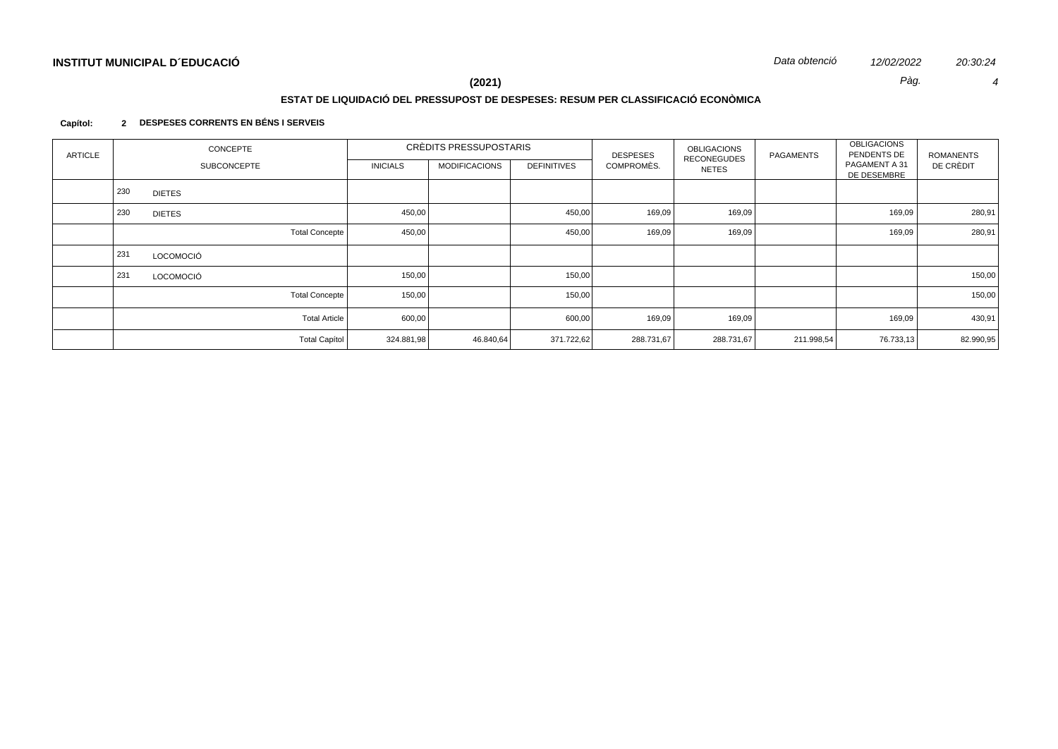**INSTITUT MUNICIPAL D´EDUCACIÓ**

*Data obtenció* *12/02/2022* *20:30:24*

**(2021)**

## ESTAT DE LIQUIDACIÓ DEL PRESSUPOST DE DESPESES: RESUM PER CLASSIFICACIÓ ECONÒMICA

**Capítol: 2 DESPESES CORRENTS EN BÉNS I SERVEIS**

| ARTICLE | CONCEPTE / SUBCONCEPTE | CRÈDITS PRESSUPOSTARIS INICIALS | MODIFICACIONS | DEFINITIVES | DESPESES COMPROMÈS. | OBLIGACIONS RECONEGUDES NETES | PAGAMENTS | OBLIGACIONS PENDENTS DE PAGAMENT A 31 DE DESEMBRE | ROMANENTS DE CRÈDIT |
|---|---|---|---|---|---|---|---|---|---|
| | 230 DIETES | | | | | | | | |
| | 230 DIETES | 450,00 | | 450,00 | 169,09 | 169,09 | | 169,09 | 280,91 |
| | Total Concepte | 450,00 | | 450,00 | 169,09 | 169,09 | | 169,09 | 280,91 |
| | 231 LOCOMOCIÓ | | | | | | | | |
| | 231 LOCOMOCIÓ | 150,00 | | 150,00 | | | | | 150,00 |
| | Total Concepte | 150,00 | | 150,00 | | | | | 150,00 |
| | Total Article | 600,00 | | 600,00 | 169,09 | 169,09 | | 169,09 | 430,91 |
| | Total Capítol | 324.881,98 | 46.840,64 | 371.722,62 | 288.731,67 | 288.731,67 | 211.998,54 | 76.733,13 | 82.990,95 |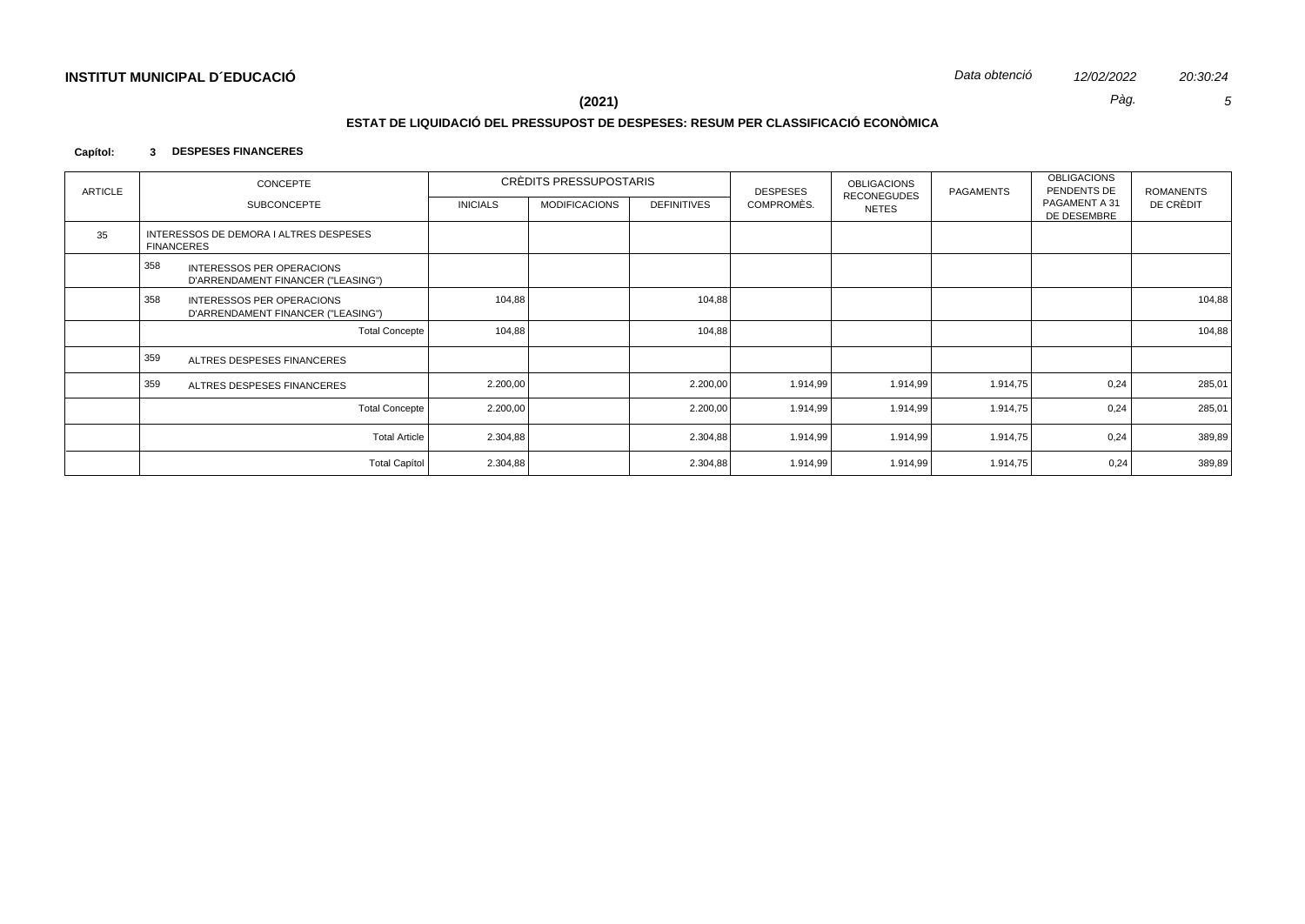**INSTITUT MUNICIPAL D´EDUCACIÓ**

*Data obtenció* *12/02/2022* *20:30:24*

**(2021)**

## ESTAT DE LIQUIDACIÓ DEL PRESSUPOST DE DESPESES: RESUM PER CLASSIFICACIÓ ECONÒMICA

**Capítol: 3 DESPESES FINANCERES**

| ARTICLE | CONCEPTE / SUBCONCEPTE | CRÈDITS PRESSUPOSTARIS INICIALS | MODIFICACIONS | DEFINITIVES | DESPESES COMPROMÈS. | OBLIGACIONS RECONEGUDES NETES | PAGAMENTS | OBLIGACIONS PENDENTS DE PAGAMENT A 31 DE DESEMBRE | ROMANENTS DE CRÈDIT |
|---|---|---|---|---|---|---|---|---|---|
| 35 | INTERESSOS DE DEMORA I ALTRES DESPESES FINANCERES | | | | | | | | |
| | 358 INTERESSOS PER OPERACIONS D'ARRENDAMENT FINANCER ("LEASING") | | | | | | | | |
| | 358 INTERESSOS PER OPERACIONS D'ARRENDAMENT FINANCER ("LEASING") | 104,88 | | 104,88 | | | | | 104,88 |
| | Total Concepte | 104,88 | | 104,88 | | | | | 104,88 |
| | 359 ALTRES DESPESES FINANCERES | | | | | | | | |
| | 359 ALTRES DESPESES FINANCERES | 2.200,00 | | 2.200,00 | 1.914,99 | 1.914,99 | 1.914,75 | 0,24 | 285,01 |
| | Total Concepte | 2.200,00 | | 2.200,00 | 1.914,99 | 1.914,99 | 1.914,75 | 0,24 | 285,01 |
| | Total Article | 2.304,88 | | 2.304,88 | 1.914,99 | 1.914,99 | 1.914,75 | 0,24 | 389,89 |
| | Total Capítol | 2.304,88 | | 2.304,88 | 1.914,99 | 1.914,99 | 1.914,75 | 0,24 | 389,89 |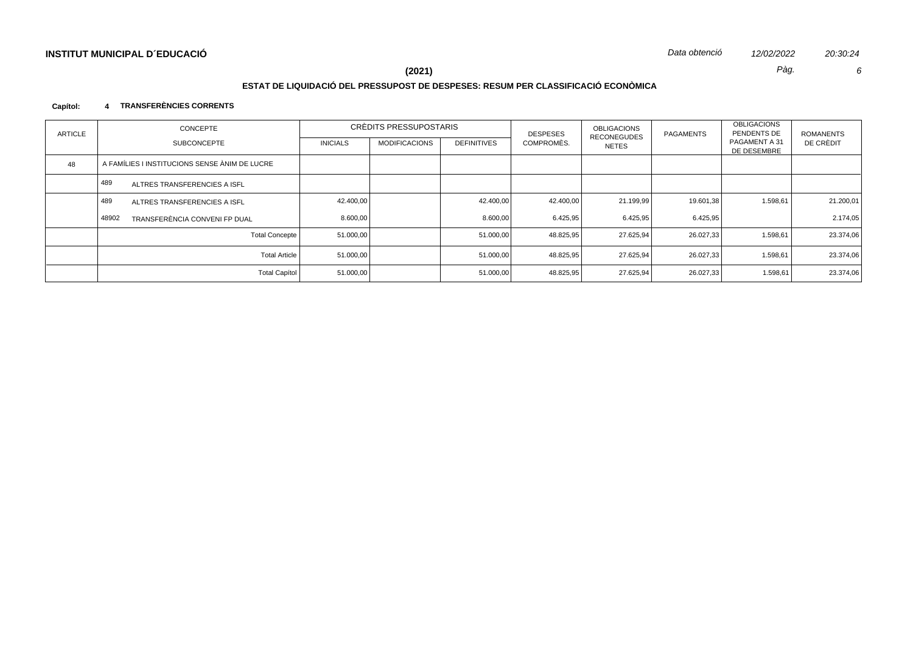**INSTITUT MUNICIPAL D´EDUCACIÓ**

*Data obtenció* *12/02/2022* *20:30:24*

**(2021)**

## ESTAT DE LIQUIDACIÓ DEL PRESSUPOST DE DESPESES: RESUM PER CLASSIFICACIÓ ECONÒMICA

**Capítol: 4 TRANSFERÈNCIES CORRENTS**

| ARTICLE | CONCEPTE / SUBCONCEPTE | CRÈDITS PRESSUPOSTARIS | | | DESPESES COMPROMÈS. | OBLIGACIONS RECONEGUDES NETES | PAGAMENTS | OBLIGACIONS PENDENTS DE PAGAMENT A 31 DE DESEMBRE | ROMANENTS DE CRÈDIT |
|---|---|---|---|---|---|---|---|---|---|
| | | INICIALS | MODIFICACIONS | DEFINITIVES | | | | | |
| 48 | A FAMÍLIES I INSTITUCIONS SENSE ÀNIM DE LUCRE | | | | | | | | |
| | 489 ALTRES TRANSFERENCIES A ISFL | | | | | | | | |
| | 489 ALTRES TRANSFERENCIES A ISFL | 42.400,00 | | 42.400,00 | 42.400,00 | 21.199,99 | 19.601,38 | 1.598,61 | 21.200,01 |
| | 48902 TRANSFERÈNCIA CONVENI FP DUAL | 8.600,00 | | 8.600,00 | 6.425,95 | 6.425,95 | 6.425,95 | | 2.174,05 |
| | Total Concepte | 51.000,00 | | 51.000,00 | 48.825,95 | 27.625,94 | 26.027,33 | 1.598,61 | 23.374,06 |
| | Total Article | 51.000,00 | | 51.000,00 | 48.825,95 | 27.625,94 | 26.027,33 | 1.598,61 | 23.374,06 |
| | Total Capítol | 51.000,00 | | 51.000,00 | 48.825,95 | 27.625,94 | 26.027,33 | 1.598,61 | 23.374,06 |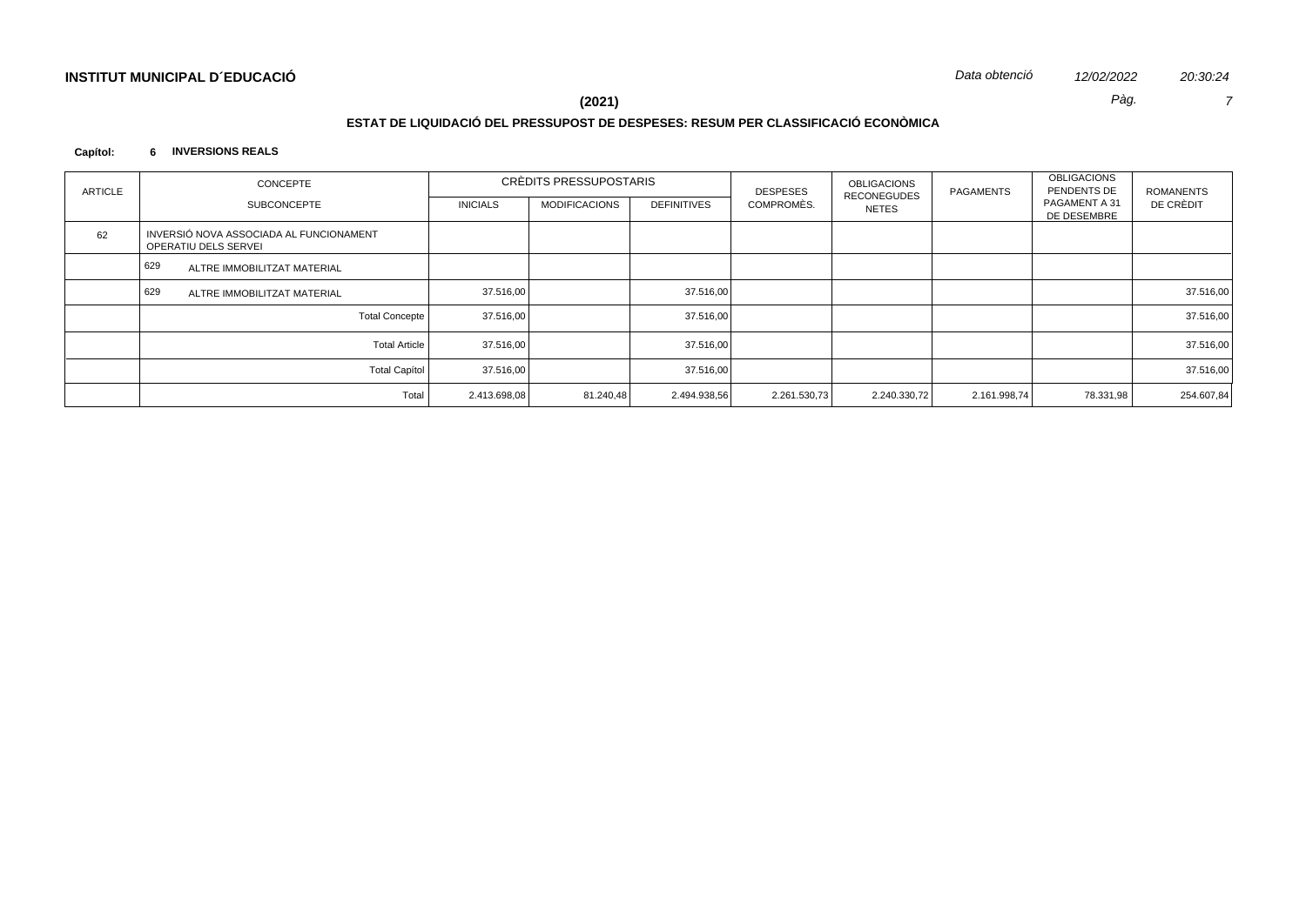**INSTITUT MUNICIPAL D´EDUCACIÓ**

*Data obtenció 12/02/2022 20:30:24*

**(2021)**

## ESTAT DE LIQUIDACIÓ DEL PRESSUPOST DE DESPESES: RESUM PER CLASSIFICACIÓ ECONÒMICA

**Capítol: 6 INVERSIONS REALS**

| ARTICLE | CONCEPTE / SUBCONCEPTE | CRÈDITS PRESSUPOSTARIS | | | DESPESES COMPROMÈS. | OBLIGACIONS RECONEGUDES NETES | PAGAMENTS | OBLIGACIONS PENDENTS DE PAGAMENT A 31 DE DESEMBRE | ROMANENTS DE CRÈDIT |
|---|---|---|---|---|---|---|---|---|---|
| | | INICIALS | MODIFICACIONS | DEFINITIVES | | | | | |
| 62 | INVERSIÓ NOVA ASSOCIADA AL FUNCIONAMENT OPERATIU DELS SERVEI | | | | | | | | |
| | 629 ALTRE IMMOBILITZAT MATERIAL | | | | | | | | |
| | 629 ALTRE IMMOBILITZAT MATERIAL | 37.516,00 | | 37.516,00 | | | | | 37.516,00 |
| | Total Concepte | 37.516,00 | | 37.516,00 | | | | | 37.516,00 |
| | Total Article | 37.516,00 | | 37.516,00 | | | | | 37.516,00 |
| | Total Capítol | 37.516,00 | | 37.516,00 | | | | | 37.516,00 |
| | Total | 2.413.698,08 | 81.240,48 | 2.494.938,56 | 2.261.530,73 | 2.240.330,72 | 2.161.998,74 | 78.331,98 | 254.607,84 |